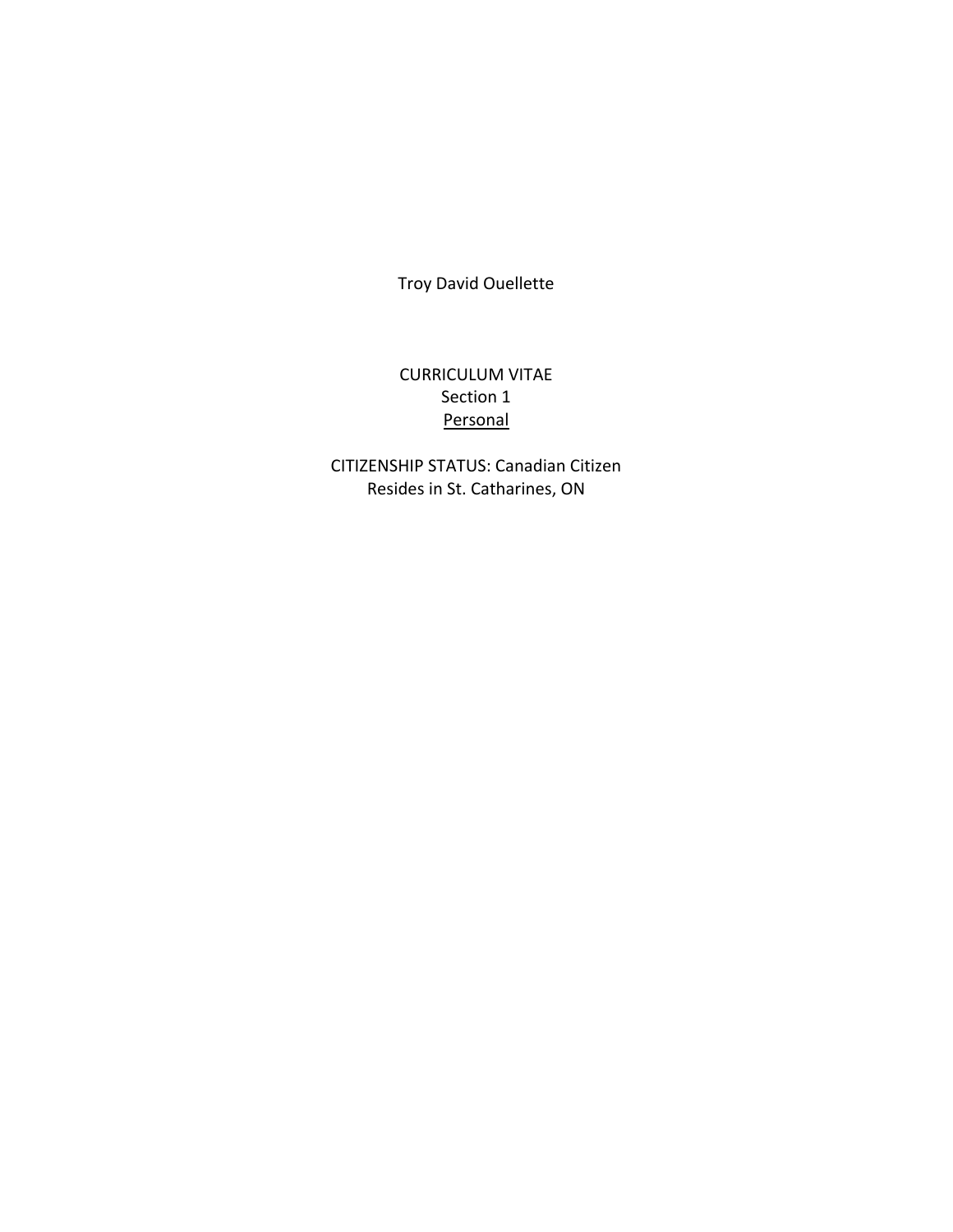Troy David Ouellette

# CURRICULUM VITAE

Section 1

## Personal

CITIZENSHIP STATUS: Canadian Citizen

Resides in St. Catharines, ON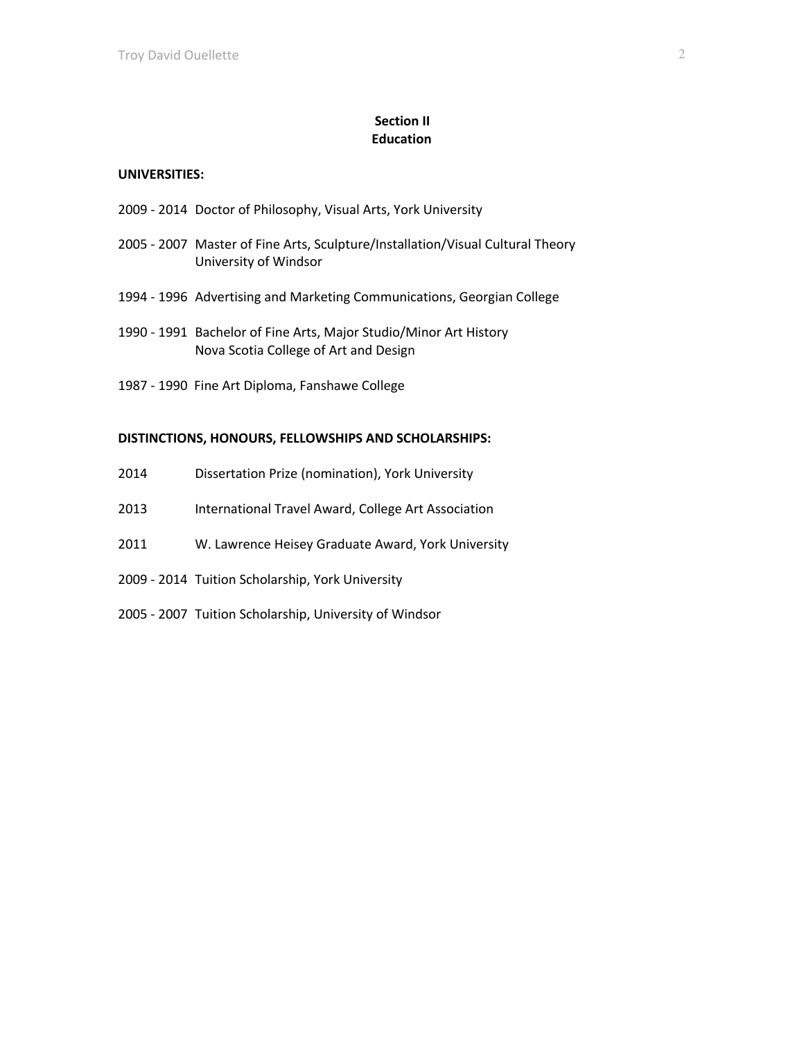## Section II
## Education

**UNIVERSITIES:**

2009 - 2014 Doctor of Philosophy, Visual Arts, York University

2005 - 2007 Master of Fine Arts, Sculpture/Installation/Visual Cultural Theory
University of Windsor

1994 - 1996 Advertising and Marketing Communications, Georgian College

1990 - 1991 Bachelor of Fine Arts, Major Studio/Minor Art History
Nova Scotia College of Art and Design

1987 - 1990 Fine Art Diploma, Fanshawe College

**DISTINCTIONS, HONOURS, FELLOWSHIPS AND SCHOLARSHIPS:**

2014 Dissertation Prize (nomination), York University

2013 International Travel Award, College Art Association

2011 W. Lawrence Heisey Graduate Award, York University

2009 - 2014 Tuition Scholarship, York University

2005 - 2007 Tuition Scholarship, University of Windsor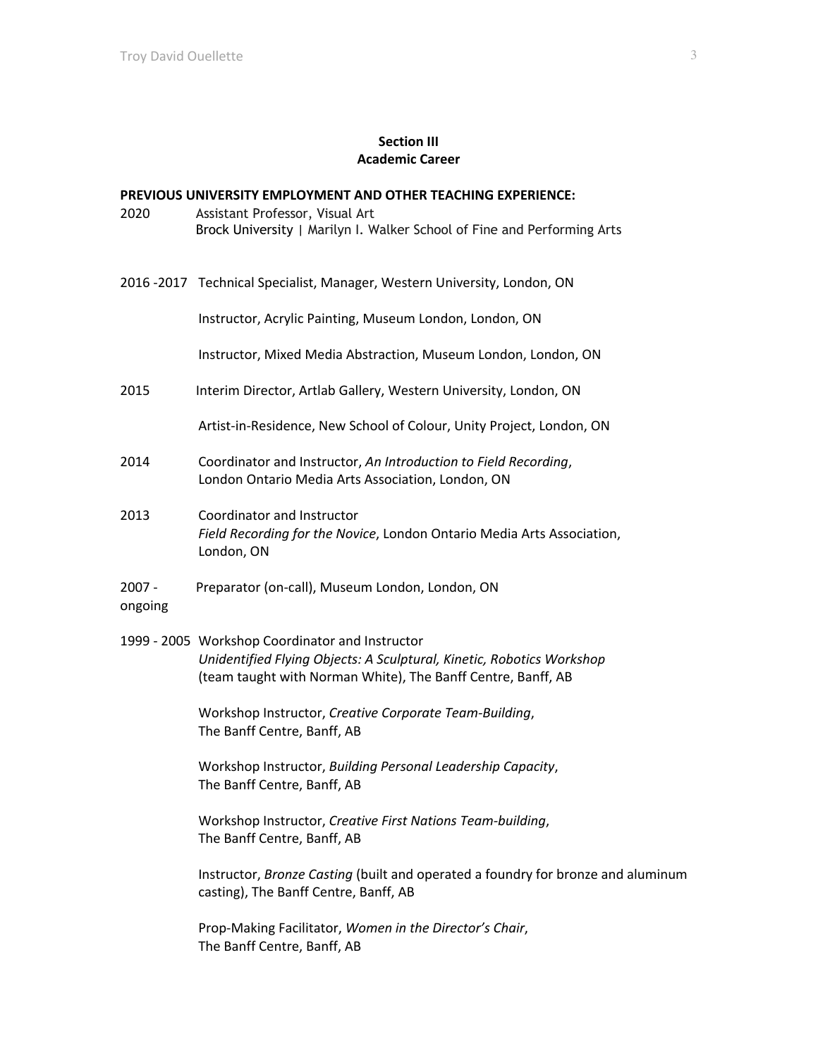## Section III
## Academic Career

**PREVIOUS UNIVERSITY EMPLOYMENT AND OTHER TEACHING EXPERIENCE:**

2020 Assistant Professor, Visual Art
Brock University | Marilyn I. Walker School of Fine and Performing Arts

2016 -2017 Technical Specialist, Manager, Western University, London, ON

Instructor, Acrylic Painting, Museum London, London, ON

Instructor, Mixed Media Abstraction, Museum London, London, ON

2015 Interim Director, Artlab Gallery, Western University, London, ON

Artist-in-Residence, New School of Colour, Unity Project, London, ON

2014 Coordinator and Instructor, *An Introduction to Field Recording*, London Ontario Media Arts Association, London, ON

2013 Coordinator and Instructor
*Field Recording for the Novice*, London Ontario Media Arts Association, London, ON

2007 - ongoing Preparator (on-call), Museum London, London, ON

1999 - 2005 Workshop Coordinator and Instructor
*Unidentified Flying Objects: A Sculptural, Kinetic, Robotics Workshop* (team taught with Norman White), The Banff Centre, Banff, AB

Workshop Instructor, *Creative Corporate Team-Building*, The Banff Centre, Banff, AB

Workshop Instructor, *Building Personal Leadership Capacity*, The Banff Centre, Banff, AB

Workshop Instructor, *Creative First Nations Team-building*, The Banff Centre, Banff, AB

Instructor, *Bronze Casting* (built and operated a foundry for bronze and aluminum casting), The Banff Centre, Banff, AB

Prop-Making Facilitator, *Women in the Director's Chair*, The Banff Centre, Banff, AB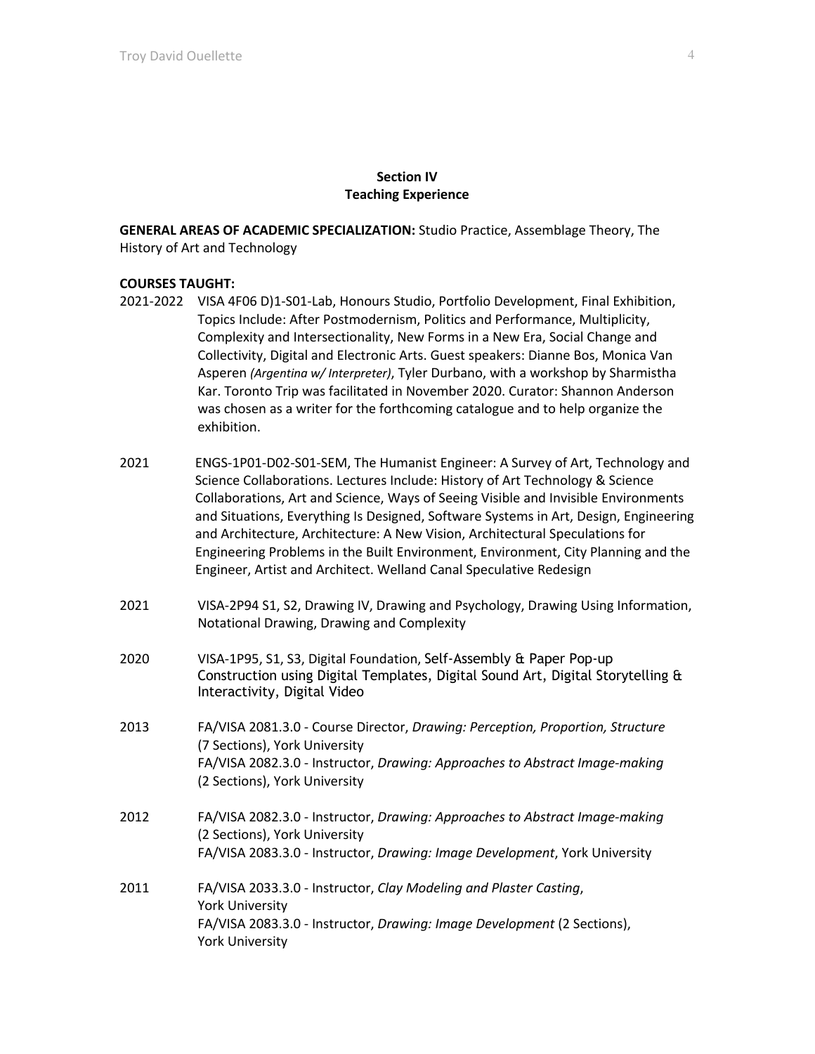## Section IV
## Teaching Experience

**GENERAL AREAS OF ACADEMIC SPECIALIZATION:** Studio Practice, Assemblage Theory, The History of Art and Technology

**COURSES TAUGHT:**

2021-2022 VISA 4F06 D)1-S01-Lab, Honours Studio, Portfolio Development, Final Exhibition, Topics Include: After Postmodernism, Politics and Performance, Multiplicity, Complexity and Intersectionality, New Forms in a New Era, Social Change and Collectivity, Digital and Electronic Arts. Guest speakers: Dianne Bos, Monica Van Asperen *(Argentina w/ Interpreter)*, Tyler Durbano, with a workshop by Sharmistha Kar. Toronto Trip was facilitated in November 2020. Curator: Shannon Anderson was chosen as a writer for the forthcoming catalogue and to help organize the exhibition.

2021 ENGS-1P01-D02-S01-SEM, The Humanist Engineer: A Survey of Art, Technology and Science Collaborations. Lectures Include: History of Art Technology & Science Collaborations, Art and Science, Ways of Seeing Visible and Invisible Environments and Situations, Everything Is Designed, Software Systems in Art, Design, Engineering and Architecture, Architecture: A New Vision, Architectural Speculations for Engineering Problems in the Built Environment, Environment, City Planning and the Engineer, Artist and Architect. Welland Canal Speculative Redesign

2021 VISA-2P94 S1, S2, Drawing IV, Drawing and Psychology, Drawing Using Information, Notational Drawing, Drawing and Complexity

2020 VISA-1P95, S1, S3, Digital Foundation, Self-Assembly & Paper Pop-up Construction using Digital Templates, Digital Sound Art, Digital Storytelling & Interactivity, Digital Video

2013 FA/VISA 2081.3.0 - Course Director, *Drawing: Perception, Proportion, Structure* (7 Sections), York University
FA/VISA 2082.3.0 - Instructor, *Drawing: Approaches to Abstract Image-making* (2 Sections), York University

2012 FA/VISA 2082.3.0 - Instructor, *Drawing: Approaches to Abstract Image-making* (2 Sections), York University
FA/VISA 2083.3.0 - Instructor, *Drawing: Image Development*, York University

2011 FA/VISA 2033.3.0 - Instructor, *Clay Modeling and Plaster Casting*, York University
FA/VISA 2083.3.0 - Instructor, *Drawing: Image Development* (2 Sections), York University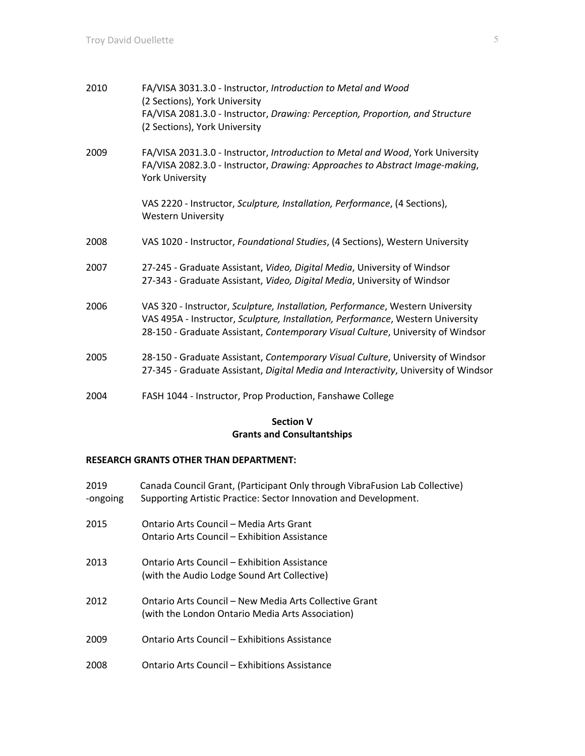2010 FA/VISA 3031.3.0 - Instructor, *Introduction to Metal and Wood* (2 Sections), York University
FA/VISA 2081.3.0 - Instructor, *Drawing: Perception, Proportion, and Structure* (2 Sections), York University

2009 FA/VISA 2031.3.0 - Instructor, *Introduction to Metal and Wood*, York University
FA/VISA 2082.3.0 - Instructor, *Drawing: Approaches to Abstract Image-making*, York University

VAS 2220 - Instructor, *Sculpture, Installation, Performance*, (4 Sections), Western University

2008 VAS 1020 - Instructor, *Foundational Studies*, (4 Sections), Western University

2007 27-245 - Graduate Assistant, *Video, Digital Media*, University of Windsor
27-343 - Graduate Assistant, *Video, Digital Media*, University of Windsor

2006 VAS 320 - Instructor, *Sculpture, Installation, Performance*, Western University
VAS 495A - Instructor, *Sculpture, Installation, Performance*, Western University
28-150 - Graduate Assistant, *Contemporary Visual Culture*, University of Windsor

2005 28-150 - Graduate Assistant, *Contemporary Visual Culture*, University of Windsor
27-345 - Graduate Assistant, *Digital Media and Interactivity*, University of Windsor

2004 FASH 1044 - Instructor, Prop Production, Fanshawe College

## Section V
## Grants and Consultantships

**RESEARCH GRANTS OTHER THAN DEPARTMENT:**

2019 -ongoing Canada Council Grant, (Participant Only through VibraFusion Lab Collective) Supporting Artistic Practice: Sector Innovation and Development.

2015 Ontario Arts Council – Media Arts Grant
Ontario Arts Council – Exhibition Assistance

2013 Ontario Arts Council – Exhibition Assistance (with the Audio Lodge Sound Art Collective)

2012 Ontario Arts Council – New Media Arts Collective Grant (with the London Ontario Media Arts Association)

2009 Ontario Arts Council – Exhibitions Assistance

2008 Ontario Arts Council – Exhibitions Assistance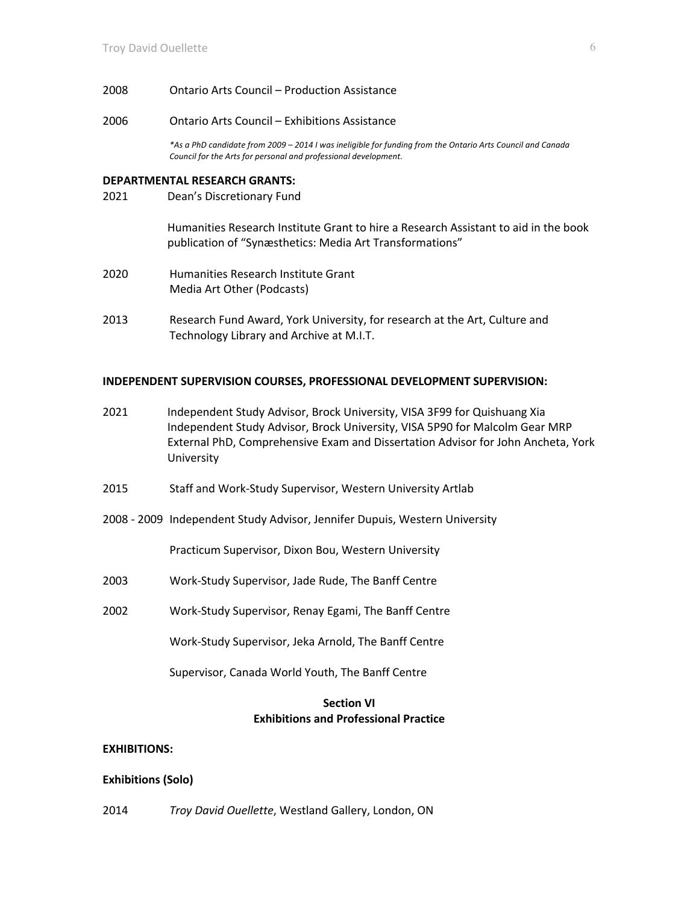2008 Ontario Arts Council – Production Assistance

2006 Ontario Arts Council – Exhibitions Assistance

*\*As a PhD candidate from 2009 – 2014 I was ineligible for funding from the Ontario Arts Council and Canada Council for the Arts for personal and professional development.*

**DEPARTMENTAL RESEARCH GRANTS:**

2021 Dean's Discretionary Fund

Humanities Research Institute Grant to hire a Research Assistant to aid in the book publication of "Synæsthetics: Media Art Transformations"

2020 Humanities Research Institute Grant
Media Art Other (Podcasts)

2013 Research Fund Award, York University, for research at the Art, Culture and Technology Library and Archive at M.I.T.

**INDEPENDENT SUPERVISION COURSES, PROFESSIONAL DEVELOPMENT SUPERVISION:**

2021 Independent Study Advisor, Brock University, VISA 3F99 for Quishuang Xia
Independent Study Advisor, Brock University, VISA 5P90 for Malcolm Gear MRP
External PhD, Comprehensive Exam and Dissertation Advisor for John Ancheta, York University

2015 Staff and Work-Study Supervisor, Western University Artlab

2008 - 2009 Independent Study Advisor, Jennifer Dupuis, Western University

Practicum Supervisor, Dixon Bou, Western University

2003 Work-Study Supervisor, Jade Rude, The Banff Centre

2002 Work-Study Supervisor, Renay Egami, The Banff Centre

Work-Study Supervisor, Jeka Arnold, The Banff Centre

Supervisor, Canada World Youth, The Banff Centre

## Section VI
## Exhibitions and Professional Practice

**EXHIBITIONS:**

**Exhibitions (Solo)**

2014 *Troy David Ouellette*, Westland Gallery, London, ON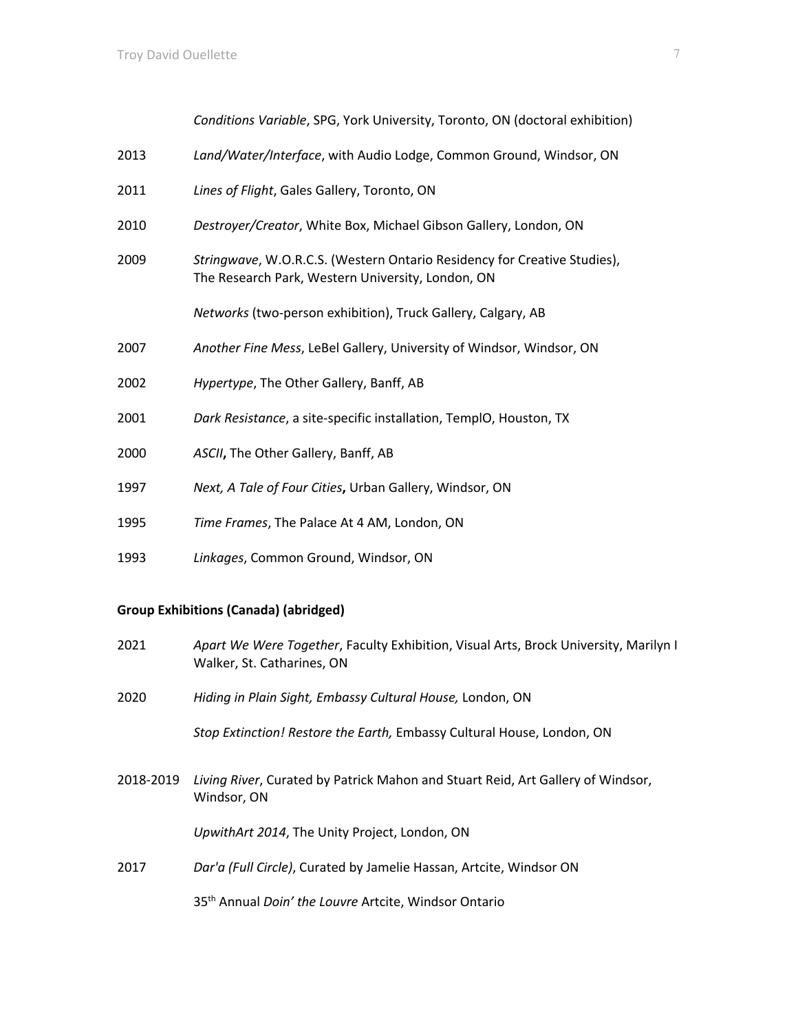*Conditions Variable*, SPG, York University, Toronto, ON (doctoral exhibition)

2013 *Land/Water/Interface*, with Audio Lodge, Common Ground, Windsor, ON

2011 *Lines of Flight*, Gales Gallery, Toronto, ON

2010 *Destroyer/Creator*, White Box, Michael Gibson Gallery, London, ON

2009 *Stringwave*, W.O.R.C.S. (Western Ontario Residency for Creative Studies), The Research Park, Western University, London, ON

*Networks* (two-person exhibition), Truck Gallery, Calgary, AB

2007 *Another Fine Mess*, LeBel Gallery, University of Windsor, Windsor, ON

2002 *Hypertype*, The Other Gallery, Banff, AB

2001 *Dark Resistance*, a site-specific installation, TemplO, Houston, TX

2000 *ASCII***,** The Other Gallery, Banff, AB

1997 *Next, A Tale of Four Cities***,** Urban Gallery, Windsor, ON

1995 *Time Frames*, The Palace At 4 AM, London, ON

1993 *Linkages*, Common Ground, Windsor, ON

**Group Exhibitions (Canada) (abridged)**

2021 *Apart We Were Together*, Faculty Exhibition, Visual Arts, Brock University, Marilyn I Walker, St. Catharines, ON

2020 *Hiding in Plain Sight, Embassy Cultural House,* London, ON

*Stop Extinction! Restore the Earth,* Embassy Cultural House, London, ON

2018-2019 *Living River*, Curated by Patrick Mahon and Stuart Reid, Art Gallery of Windsor, Windsor, ON

*UpwithArt 2014*, The Unity Project, London, ON

2017 *Dar'a (Full Circle)*, Curated by Jamelie Hassan, Artcite, Windsor ON

35th Annual *Doin' the Louvre* Artcite, Windsor Ontario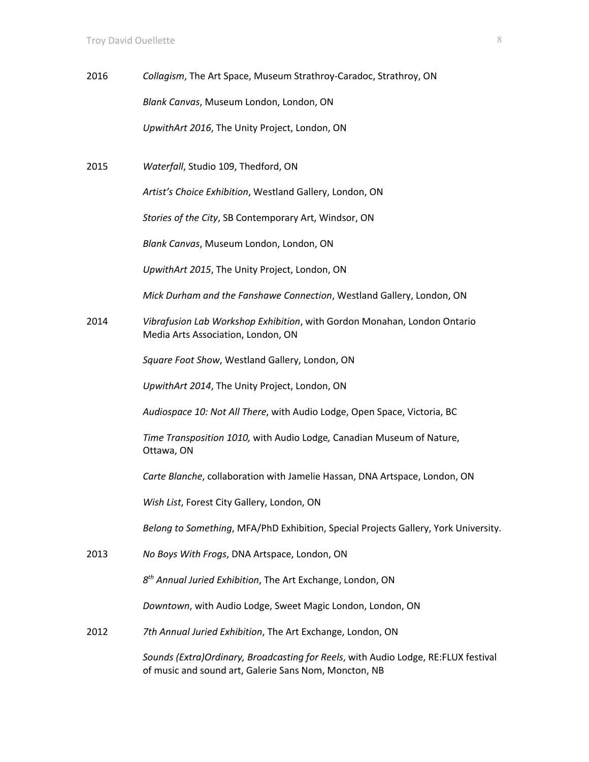2016 *Collagism*, The Art Space, Museum Strathroy-Caradoc, Strathroy, ON

*Blank Canvas*, Museum London, London, ON

*UpwithArt 2016*, The Unity Project, London, ON

2015 *Waterfall*, Studio 109, Thedford, ON

*Artist's Choice Exhibition*, Westland Gallery, London, ON

*Stories of the City*, SB Contemporary Art, Windsor, ON

*Blank Canvas*, Museum London, London, ON

*UpwithArt 2015*, The Unity Project, London, ON

*Mick Durham and the Fanshawe Connection*, Westland Gallery, London, ON

2014 *Vibrafusion Lab Workshop Exhibition*, with Gordon Monahan, London Ontario Media Arts Association, London, ON

*Square Foot Show*, Westland Gallery, London, ON

*UpwithArt 2014*, The Unity Project, London, ON

*Audiospace 10: Not All There*, with Audio Lodge, Open Space, Victoria, BC

*Time Transposition 1010,* with Audio Lodge*,* Canadian Museum of Nature, Ottawa, ON

*Carte Blanche*, collaboration with Jamelie Hassan, DNA Artspace, London, ON

*Wish List*, Forest City Gallery, London, ON

*Belong to Something*, MFA/PhD Exhibition, Special Projects Gallery, York University.

2013 *No Boys With Frogs*, DNA Artspace, London, ON

*8th Annual Juried Exhibition*, The Art Exchange, London, ON

*Downtown*, with Audio Lodge, Sweet Magic London, London, ON

2012 *7th Annual Juried Exhibition*, The Art Exchange, London, ON

*Sounds (Extra)Ordinary, Broadcasting for Reels*, with Audio Lodge, RE:FLUX festival of music and sound art, Galerie Sans Nom, Moncton, NB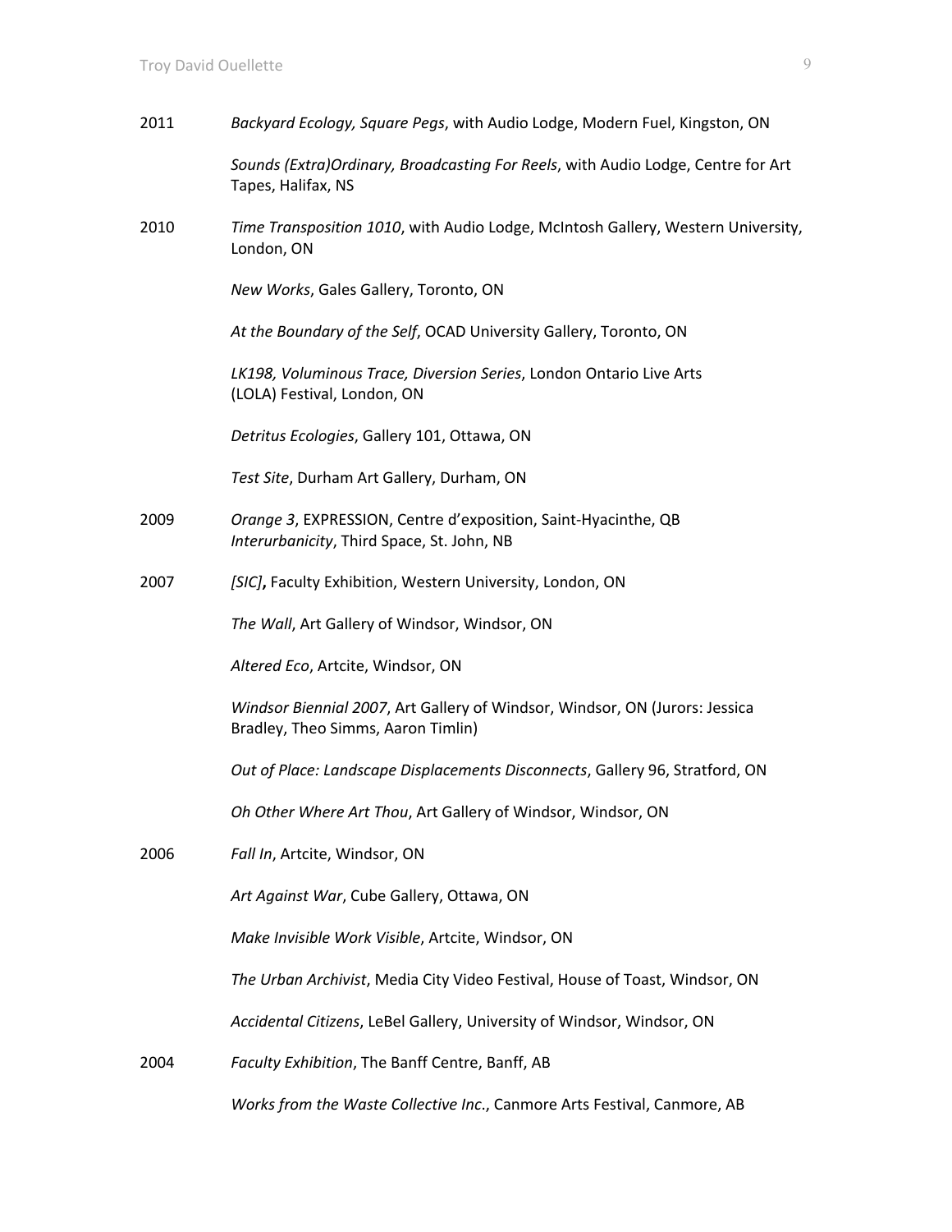2011 *Backyard Ecology, Square Pegs*, with Audio Lodge, Modern Fuel, Kingston, ON

*Sounds (Extra)Ordinary, Broadcasting For Reels*, with Audio Lodge, Centre for Art Tapes, Halifax, NS

2010 *Time Transposition 1010*, with Audio Lodge, McIntosh Gallery, Western University, London, ON

*New Works*, Gales Gallery, Toronto, ON

*At the Boundary of the Self*, OCAD University Gallery, Toronto, ON

*LK198, Voluminous Trace, Diversion Series*, London Ontario Live Arts (LOLA) Festival, London, ON

*Detritus Ecologies*, Gallery 101, Ottawa, ON

*Test Site*, Durham Art Gallery, Durham, ON

2009 *Orange 3*, EXPRESSION, Centre d'exposition, Saint-Hyacinthe, QB
*Interurbanicity*, Third Space, St. John, NB

2007 *[SIC]***,** Faculty Exhibition, Western University, London, ON

*The Wall*, Art Gallery of Windsor, Windsor, ON

*Altered Eco*, Artcite, Windsor, ON

*Windsor Biennial 2007*, Art Gallery of Windsor, Windsor, ON (Jurors: Jessica Bradley, Theo Simms, Aaron Timlin)

*Out of Place: Landscape Displacements Disconnects*, Gallery 96, Stratford, ON

*Oh Other Where Art Thou*, Art Gallery of Windsor, Windsor, ON

2006 *Fall In*, Artcite, Windsor, ON

*Art Against War*, Cube Gallery, Ottawa, ON

*Make Invisible Work Visible*, Artcite, Windsor, ON

*The Urban Archivist*, Media City Video Festival, House of Toast, Windsor, ON

*Accidental Citizens*, LeBel Gallery, University of Windsor, Windsor, ON

2004 *Faculty Exhibition*, The Banff Centre, Banff, AB

*Works from the Waste Collective Inc.*, Canmore Arts Festival, Canmore, AB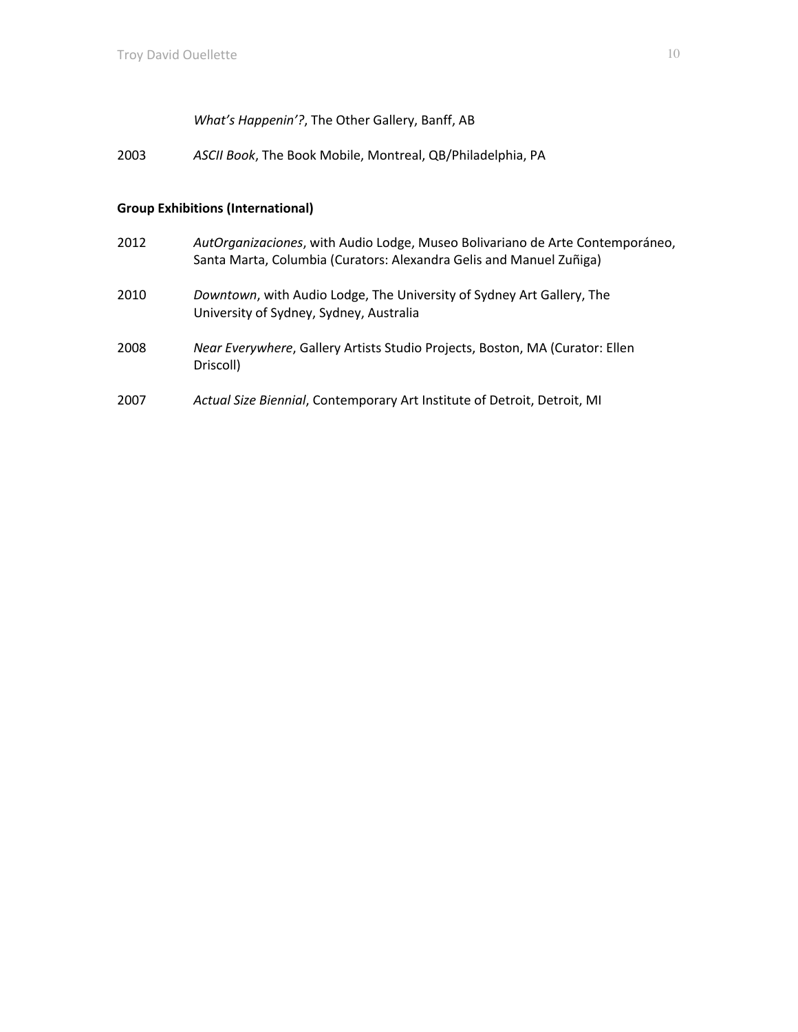*What's Happenin'?*, The Other Gallery, Banff, AB

2003 *ASCII Book*, The Book Mobile, Montreal, QB/Philadelphia, PA

**Group Exhibitions (International)**

2012 *AutOrganizaciones*, with Audio Lodge, Museo Bolivariano de Arte Contemporáneo, Santa Marta, Columbia (Curators: Alexandra Gelis and Manuel Zuñiga)

2010 *Downtown*, with Audio Lodge, The University of Sydney Art Gallery, The University of Sydney, Sydney, Australia

2008 *Near Everywhere*, Gallery Artists Studio Projects, Boston, MA (Curator: Ellen Driscoll)

2007 *Actual Size Biennial*, Contemporary Art Institute of Detroit, Detroit, MI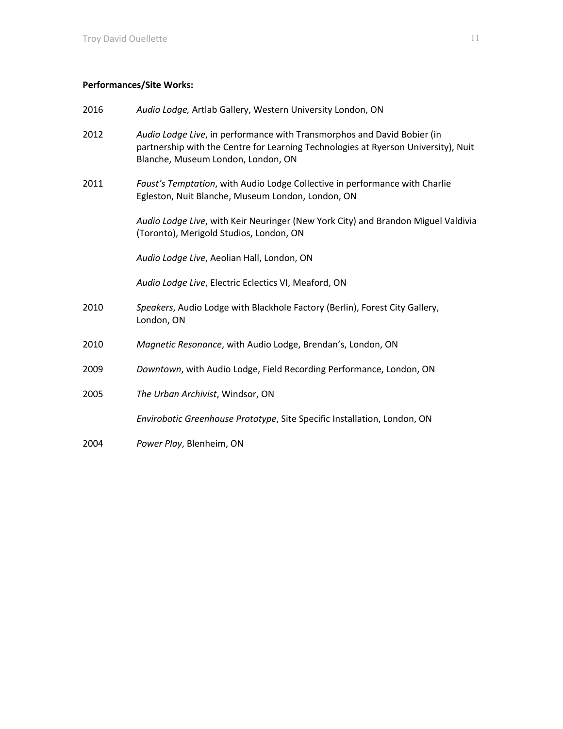**Performances/Site Works:**

2016 *Audio Lodge,* Artlab Gallery, Western University London, ON

2012 *Audio Lodge Live*, in performance with Transmorphos and David Bobier (in partnership with the Centre for Learning Technologies at Ryerson University), Nuit Blanche, Museum London, London, ON

2011 *Faust's Temptation*, with Audio Lodge Collective in performance with Charlie Egleston, Nuit Blanche, Museum London, London, ON

*Audio Lodge Live*, with Keir Neuringer (New York City) and Brandon Miguel Valdivia (Toronto), Merigold Studios, London, ON

*Audio Lodge Live*, Aeolian Hall, London, ON

*Audio Lodge Live*, Electric Eclectics VI, Meaford, ON

2010 *Speakers*, Audio Lodge with Blackhole Factory (Berlin), Forest City Gallery, London, ON

2010 *Magnetic Resonance*, with Audio Lodge, Brendan's, London, ON

2009 *Downtown*, with Audio Lodge, Field Recording Performance, London, ON

2005 *The Urban Archivist*, Windsor, ON

*Envirobotic Greenhouse Prototype*, Site Specific Installation, London, ON

2004 *Power Play*, Blenheim, ON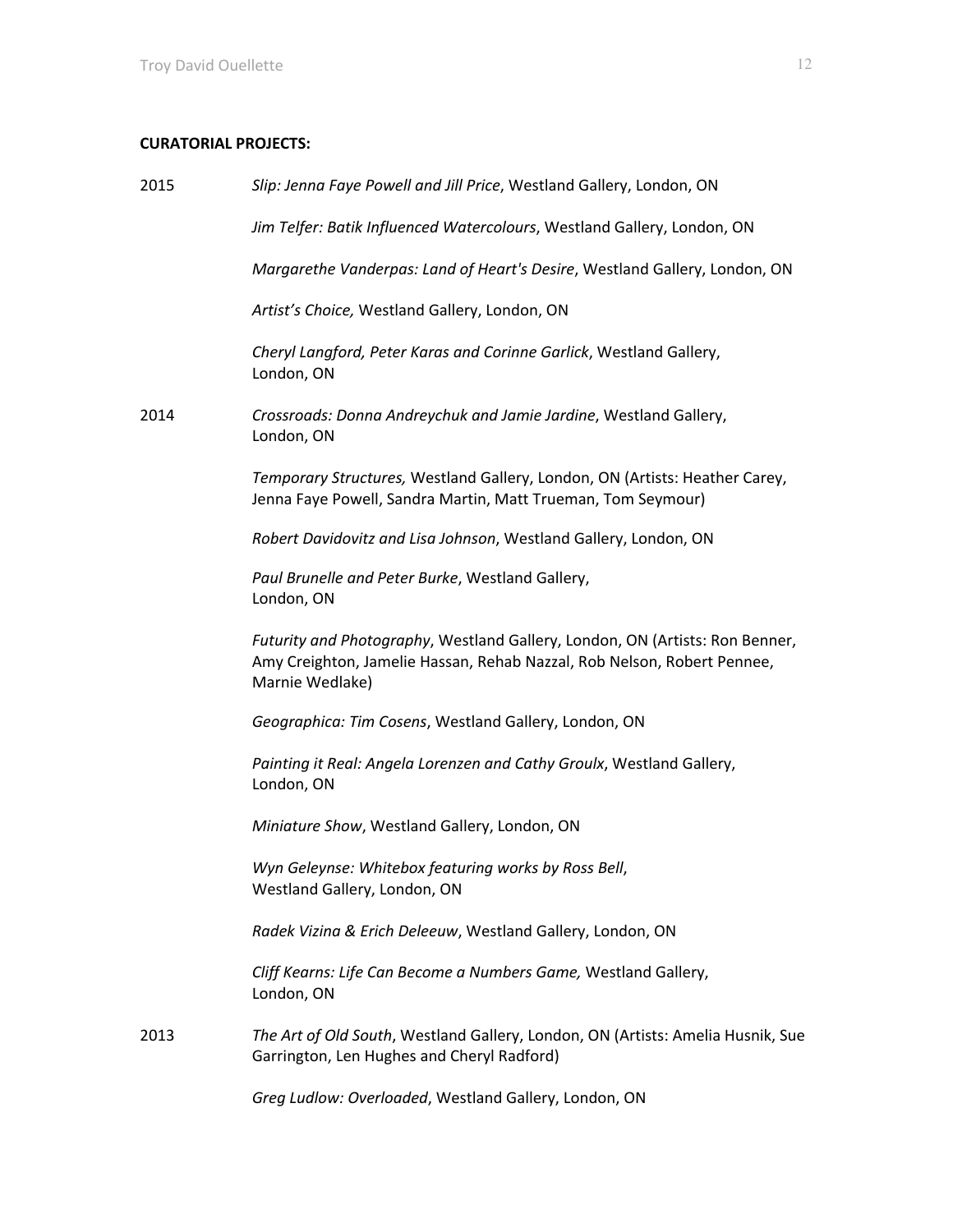**CURATORIAL PROJECTS:**

2015 *Slip: Jenna Faye Powell and Jill Price*, Westland Gallery, London, ON

*Jim Telfer: Batik Influenced Watercolours*, Westland Gallery, London, ON

*Margarethe Vanderpas: Land of Heart's Desire*, Westland Gallery, London, ON

*Artist's Choice,* Westland Gallery, London, ON

*Cheryl Langford, Peter Karas and Corinne Garlick*, Westland Gallery, London, ON

2014 *Crossroads: Donna Andreychuk and Jamie Jardine*, Westland Gallery, London, ON

*Temporary Structures,* Westland Gallery, London, ON (Artists: Heather Carey, Jenna Faye Powell, Sandra Martin, Matt Trueman, Tom Seymour)

*Robert Davidovitz and Lisa Johnson*, Westland Gallery, London, ON

*Paul Brunelle and Peter Burke*, Westland Gallery, London, ON

*Futurity and Photography*, Westland Gallery, London, ON (Artists: Ron Benner, Amy Creighton, Jamelie Hassan, Rehab Nazzal, Rob Nelson, Robert Pennee, Marnie Wedlake)

*Geographica: Tim Cosens*, Westland Gallery, London, ON

*Painting it Real: Angela Lorenzen and Cathy Groulx*, Westland Gallery, London, ON

*Miniature Show*, Westland Gallery, London, ON

*Wyn Geleynse: Whitebox featuring works by Ross Bell*, Westland Gallery, London, ON

*Radek Vizina & Erich Deleeuw*, Westland Gallery, London, ON

*Cliff Kearns: Life Can Become a Numbers Game,* Westland Gallery, London, ON

2013 *The Art of Old South*, Westland Gallery, London, ON (Artists: Amelia Husnik, Sue Garrington, Len Hughes and Cheryl Radford)

*Greg Ludlow: Overloaded*, Westland Gallery, London, ON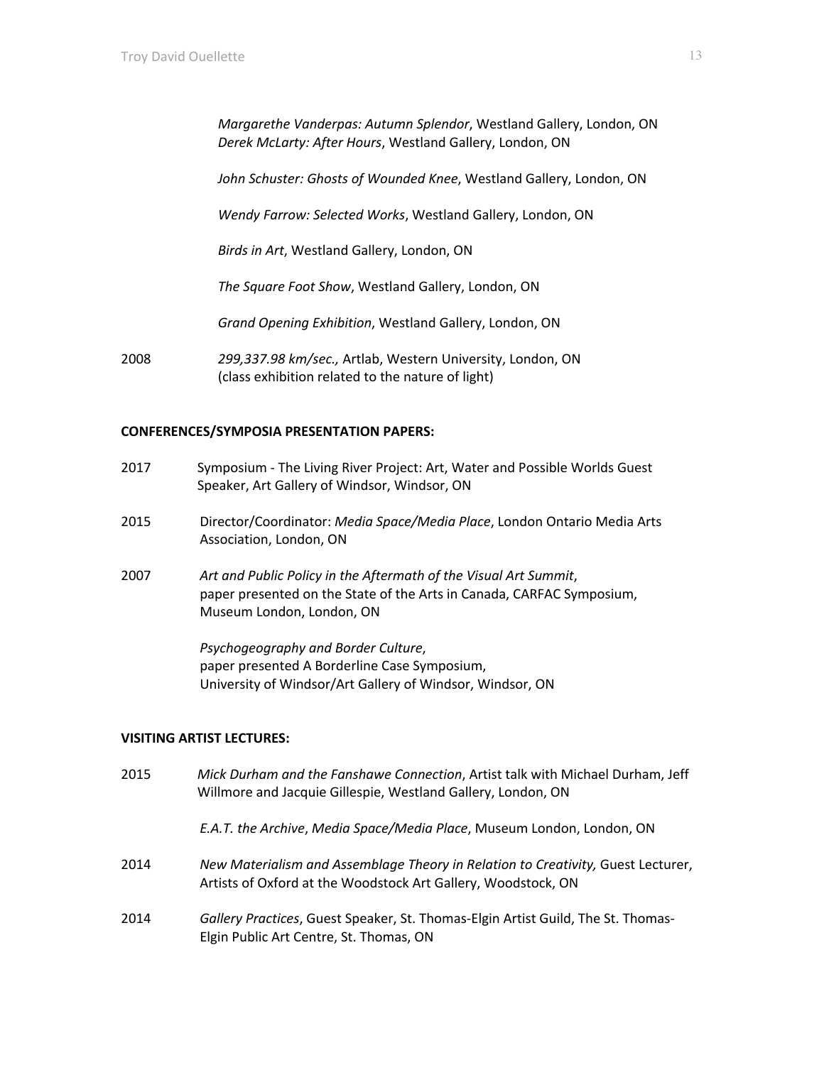*Margarethe Vanderpas: Autumn Splendor*, Westland Gallery, London, ON
*Derek McLarty: After Hours*, Westland Gallery, London, ON

*John Schuster: Ghosts of Wounded Knee*, Westland Gallery, London, ON

*Wendy Farrow: Selected Works*, Westland Gallery, London, ON

*Birds in Art*, Westland Gallery, London, ON

*The Square Foot Show*, Westland Gallery, London, ON

*Grand Opening Exhibition*, Westland Gallery, London, ON

2008 *299,337.98 km/sec.,* Artlab, Western University, London, ON
(class exhibition related to the nature of light)

**CONFERENCES/SYMPOSIA PRESENTATION PAPERS:**

2017 Symposium - The Living River Project: Art, Water and Possible Worlds Guest Speaker, Art Gallery of Windsor, Windsor, ON

2015 Director/Coordinator: *Media Space/Media Place*, London Ontario Media Arts Association, London, ON

2007 *Art and Public Policy in the Aftermath of the Visual Art Summit*,
paper presented on the State of the Arts in Canada, CARFAC Symposium, Museum London, London, ON

*Psychogeography and Border Culture*,
paper presented A Borderline Case Symposium,
University of Windsor/Art Gallery of Windsor, Windsor, ON

**VISITING ARTIST LECTURES:**

2015 *Mick Durham and the Fanshawe Connection*, Artist talk with Michael Durham, Jeff Willmore and Jacquie Gillespie, Westland Gallery, London, ON

*E.A.T. the Archive*, *Media Space/Media Place*, Museum London, London, ON

2014 *New Materialism and Assemblage Theory in Relation to Creativity,* Guest Lecturer, Artists of Oxford at the Woodstock Art Gallery, Woodstock, ON

2014 *Gallery Practices*, Guest Speaker, St. Thomas-Elgin Artist Guild, The St. Thomas-Elgin Public Art Centre, St. Thomas, ON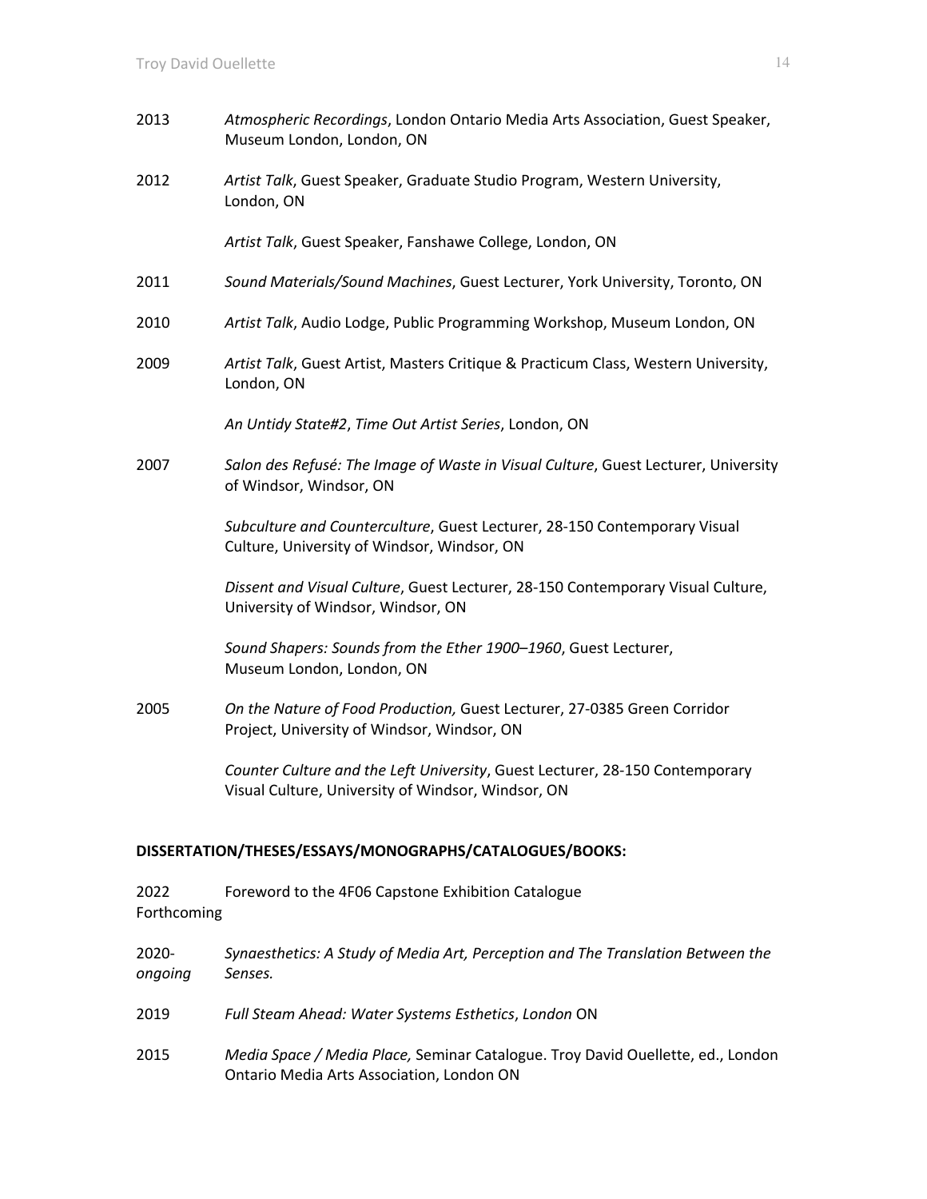2013 *Atmospheric Recordings*, London Ontario Media Arts Association, Guest Speaker, Museum London, London, ON

2012 *Artist Talk*, Guest Speaker, Graduate Studio Program, Western University, London, ON

*Artist Talk*, Guest Speaker, Fanshawe College, London, ON

2011 *Sound Materials/Sound Machines*, Guest Lecturer, York University, Toronto, ON

2010 *Artist Talk*, Audio Lodge, Public Programming Workshop, Museum London, ON

2009 *Artist Talk*, Guest Artist, Masters Critique & Practicum Class, Western University, London, ON

*An Untidy State#2*, *Time Out Artist Series*, London, ON

2007 *Salon des Refusé: The Image of Waste in Visual Culture*, Guest Lecturer, University of Windsor, Windsor, ON

*Subculture and Counterculture*, Guest Lecturer, 28-150 Contemporary Visual Culture, University of Windsor, Windsor, ON

*Dissent and Visual Culture*, Guest Lecturer, 28-150 Contemporary Visual Culture, University of Windsor, Windsor, ON

*Sound Shapers: Sounds from the Ether 1900–1960*, Guest Lecturer, Museum London, London, ON

2005 *On the Nature of Food Production,* Guest Lecturer, 27-0385 Green Corridor Project, University of Windsor, Windsor, ON

*Counter Culture and the Left University*, Guest Lecturer, 28-150 Contemporary Visual Culture, University of Windsor, Windsor, ON

**DISSERTATION/THESES/ESSAYS/MONOGRAPHS/CATALOGUES/BOOKS:**

2022 Forthcoming Foreword to the 4F06 Capstone Exhibition Catalogue

2020-*ongoing* *Synaesthetics: A Study of Media Art, Perception and The Translation Between the Senses.*

2019 *Full Steam Ahead: Water Systems Esthetics*, *London* ON

2015 *Media Space / Media Place,* Seminar Catalogue. Troy David Ouellette, ed., London Ontario Media Arts Association, London ON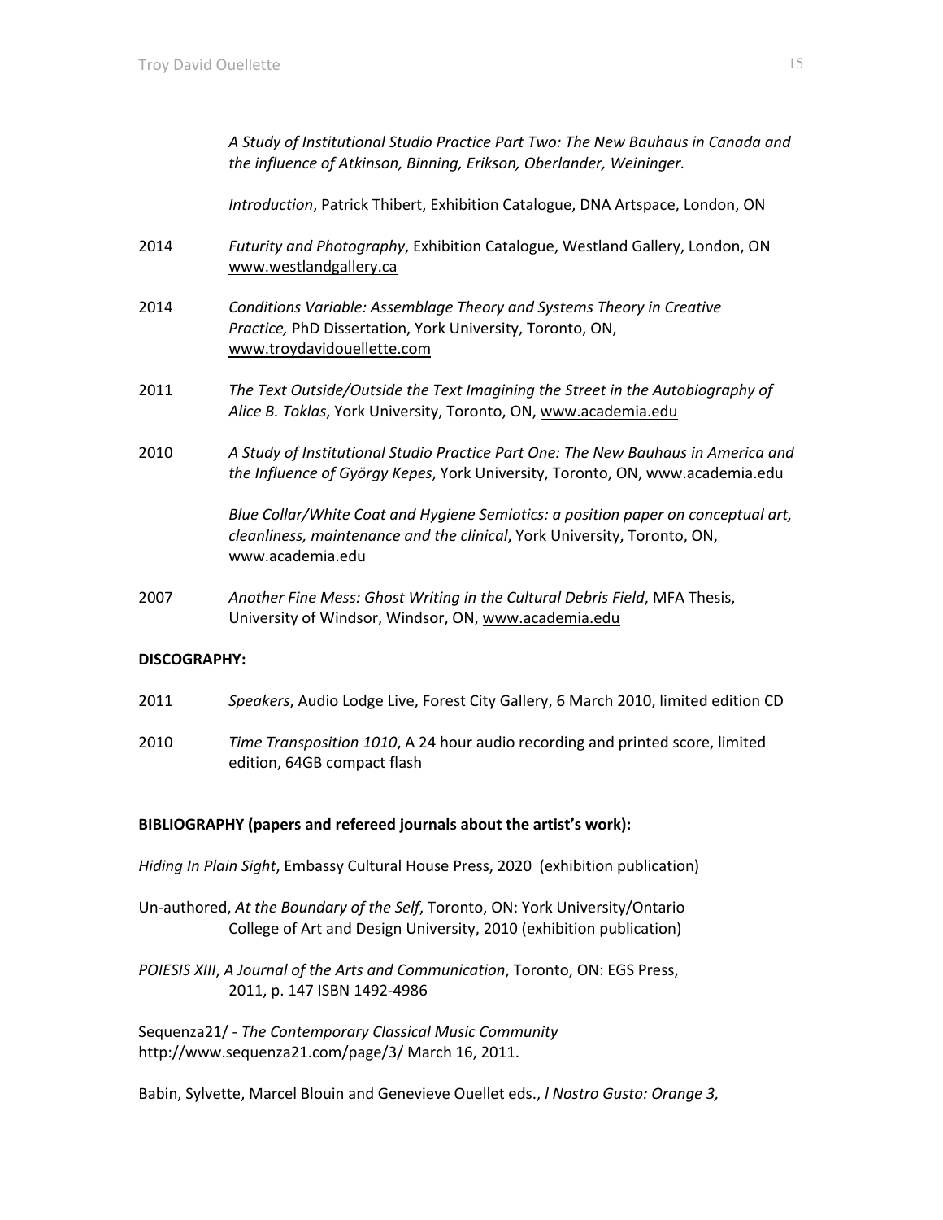*A Study of Institutional Studio Practice Part Two: The New Bauhaus in Canada and the influence of Atkinson, Binning, Erikson, Oberlander, Weininger.*

*Introduction*, Patrick Thibert, Exhibition Catalogue, DNA Artspace, London, ON

2014 *Futurity and Photography*, Exhibition Catalogue, Westland Gallery, London, ON www.westlandgallery.ca

2014 *Conditions Variable: Assemblage Theory and Systems Theory in Creative Practice,* PhD Dissertation, York University, Toronto, ON, www.troydavidouellette.com

2011 *The Text Outside/Outside the Text Imagining the Street in the Autobiography of Alice B. Toklas*, York University, Toronto, ON, www.academia.edu

2010 *A Study of Institutional Studio Practice Part One: The New Bauhaus in America and the Influence of György Kepes*, York University, Toronto, ON, www.academia.edu

*Blue Collar/White Coat and Hygiene Semiotics: a position paper on conceptual art, cleanliness, maintenance and the clinical*, York University, Toronto, ON, www.academia.edu

2007 *Another Fine Mess: Ghost Writing in the Cultural Debris Field*, MFA Thesis, University of Windsor, Windsor, ON, www.academia.edu

**DISCOGRAPHY:**

2011 *Speakers*, Audio Lodge Live, Forest City Gallery, 6 March 2010, limited edition CD

2010 *Time Transposition 1010*, A 24 hour audio recording and printed score, limited edition, 64GB compact flash

**BIBLIOGRAPHY (papers and refereed journals about the artist's work):**

*Hiding In Plain Sight*, Embassy Cultural House Press, 2020 (exhibition publication)

Un-authored, *At the Boundary of the Self*, Toronto, ON: York University/Ontario College of Art and Design University, 2010 (exhibition publication)

*POIESIS XIII*, *A Journal of the Arts and Communication*, Toronto, ON: EGS Press, 2011, p. 147 ISBN 1492-4986

Sequenza21/ - *The Contemporary Classical Music Community* http://www.sequenza21.com/page/3/ March 16, 2011.

Babin, Sylvette, Marcel Blouin and Genevieve Ouellet eds., *l Nostro Gusto: Orange 3,*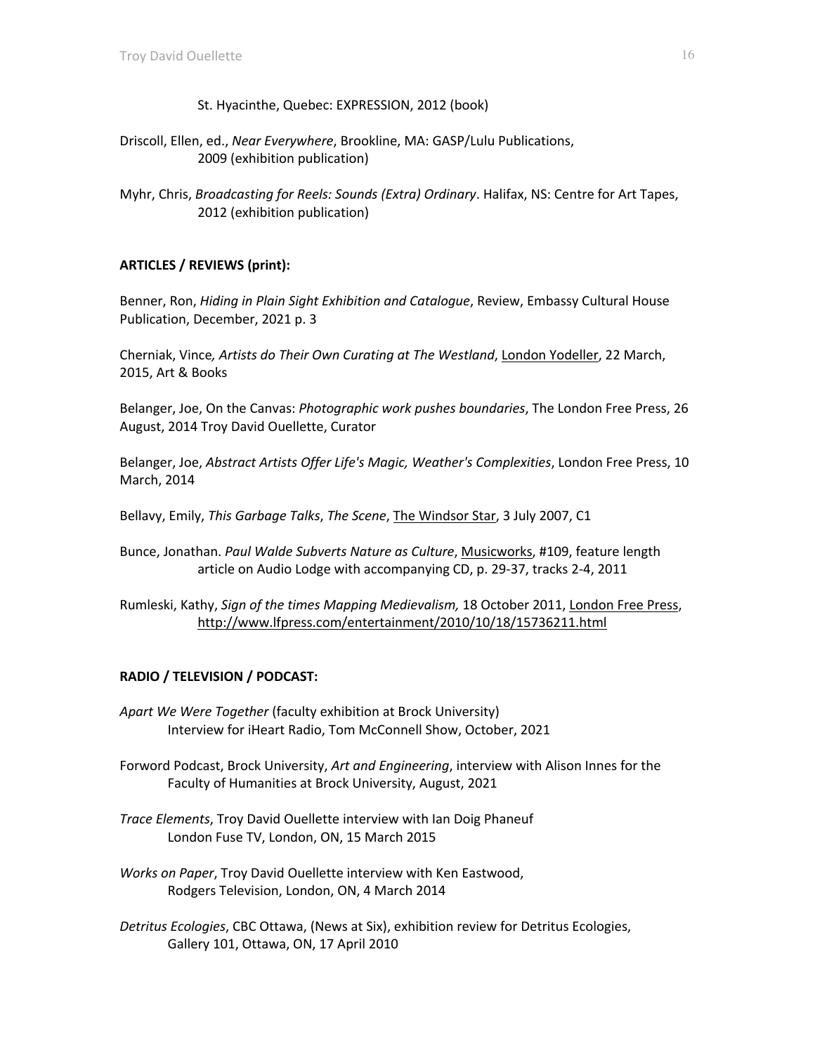St. Hyacinthe, Quebec: EXPRESSION, 2012 (book)

Driscoll, Ellen, ed., *Near Everywhere*, Brookline, MA: GASP/Lulu Publications, 2009 (exhibition publication)

Myhr, Chris, *Broadcasting for Reels: Sounds (Extra) Ordinary*. Halifax, NS: Centre for Art Tapes, 2012 (exhibition publication)

**ARTICLES / REVIEWS (print):**

Benner, Ron, *Hiding in Plain Sight Exhibition and Catalogue*, Review, Embassy Cultural House Publication, December, 2021 p. 3

Cherniak, Vince*, Artists do Their Own Curating at The Westland*, London Yodeller, 22 March, 2015, Art & Books

Belanger, Joe, On the Canvas: *Photographic work pushes boundaries*, The London Free Press, 26 August, 2014 Troy David Ouellette, Curator

Belanger, Joe, *Abstract Artists Offer Life's Magic, Weather's Complexities*, London Free Press, 10 March, 2014

Bellavy, Emily, *This Garbage Talks*, *The Scene*, The Windsor Star, 3 July 2007, C1

Bunce, Jonathan. *Paul Walde Subverts Nature as Culture*, Musicworks, #109, feature length article on Audio Lodge with accompanying CD, p. 29-37, tracks 2-4, 2011

Rumleski, Kathy, *Sign of the times Mapping Medievalism,* 18 October 2011, London Free Press, http://www.lfpress.com/entertainment/2010/10/18/15736211.html

**RADIO / TELEVISION / PODCAST:**

*Apart We Were Together* (faculty exhibition at Brock University) Interview for iHeart Radio, Tom McConnell Show, October, 2021

Forword Podcast, Brock University, *Art and Engineering*, interview with Alison Innes for the Faculty of Humanities at Brock University, August, 2021

*Trace Elements*, Troy David Ouellette interview with Ian Doig Phaneuf London Fuse TV, London, ON, 15 March 2015

*Works on Paper*, Troy David Ouellette interview with Ken Eastwood, Rodgers Television, London, ON, 4 March 2014

*Detritus Ecologies*, CBC Ottawa, (News at Six), exhibition review for Detritus Ecologies, Gallery 101, Ottawa, ON, 17 April 2010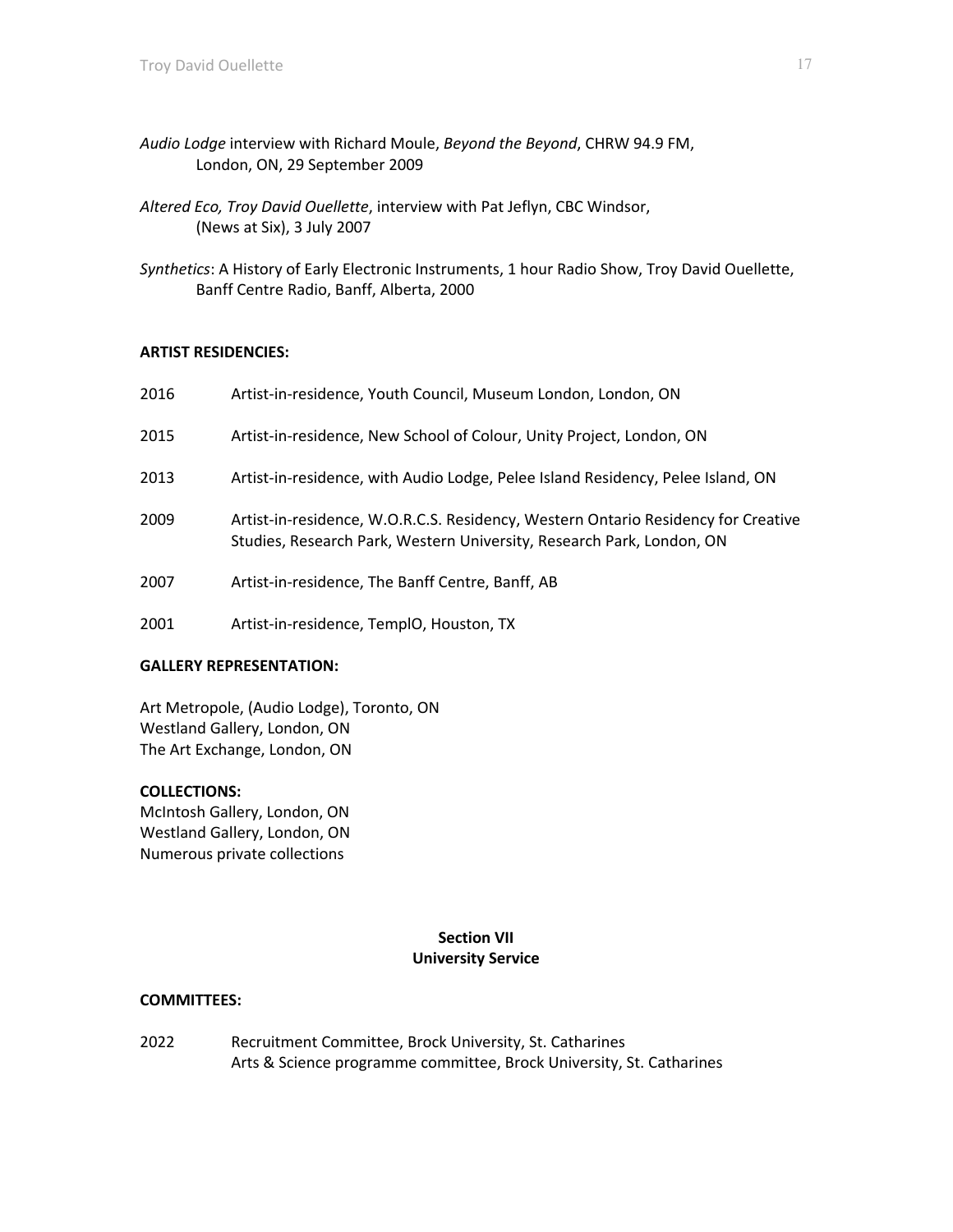*Audio Lodge* interview with Richard Moule, *Beyond the Beyond*, CHRW 94.9 FM, London, ON, 29 September 2009

*Altered Eco, Troy David Ouellette*, interview with Pat Jeflyn, CBC Windsor, (News at Six), 3 July 2007

*Synthetics*: A History of Early Electronic Instruments, 1 hour Radio Show, Troy David Ouellette, Banff Centre Radio, Banff, Alberta, 2000

**ARTIST RESIDENCIES:**

2016 Artist-in-residence, Youth Council, Museum London, London, ON

2015 Artist-in-residence, New School of Colour, Unity Project, London, ON

2013 Artist-in-residence, with Audio Lodge, Pelee Island Residency, Pelee Island, ON

2009 Artist-in-residence, W.O.R.C.S. Residency, Western Ontario Residency for Creative Studies, Research Park, Western University, Research Park, London, ON

2007 Artist-in-residence, The Banff Centre, Banff, AB

2001 Artist-in-residence, TemplO, Houston, TX

**GALLERY REPRESENTATION:**

Art Metropole, (Audio Lodge), Toronto, ON
Westland Gallery, London, ON
The Art Exchange, London, ON

**COLLECTIONS:**
McIntosh Gallery, London, ON
Westland Gallery, London, ON
Numerous private collections

## Section VII
## University Service

**COMMITTEES:**

2022 Recruitment Committee, Brock University, St. Catharines
Arts & Science programme committee, Brock University, St. Catharines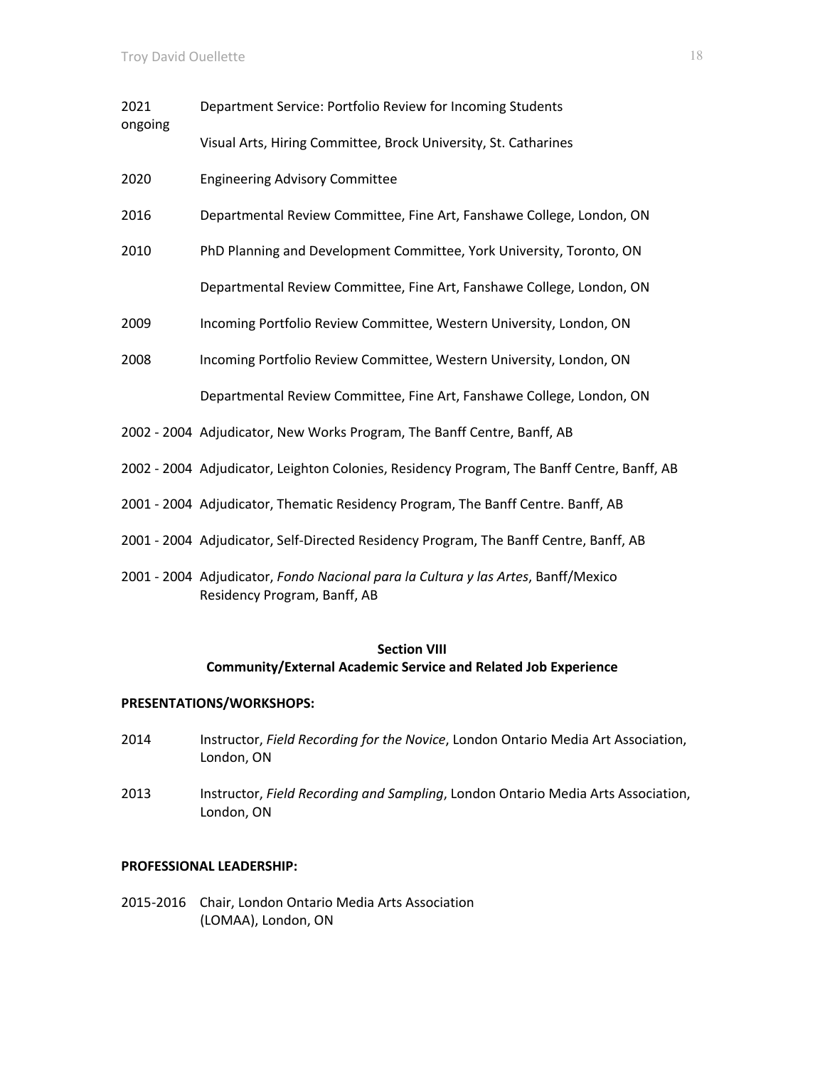2021 ongoing Department Service: Portfolio Review for Incoming Students

Visual Arts, Hiring Committee, Brock University, St. Catharines

2020 Engineering Advisory Committee

2016 Departmental Review Committee, Fine Art, Fanshawe College, London, ON

2010 PhD Planning and Development Committee, York University, Toronto, ON

Departmental Review Committee, Fine Art, Fanshawe College, London, ON

2009 Incoming Portfolio Review Committee, Western University, London, ON

2008 Incoming Portfolio Review Committee, Western University, London, ON

Departmental Review Committee, Fine Art, Fanshawe College, London, ON

2002 - 2004 Adjudicator, New Works Program, The Banff Centre, Banff, AB

2002 - 2004 Adjudicator, Leighton Colonies, Residency Program, The Banff Centre, Banff, AB

2001 - 2004 Adjudicator, Thematic Residency Program, The Banff Centre. Banff, AB

2001 - 2004 Adjudicator, Self-Directed Residency Program, The Banff Centre, Banff, AB

2001 - 2004 Adjudicator, *Fondo Nacional para la Cultura y las Artes*, Banff/Mexico Residency Program, Banff, AB

## Section VIII
## Community/External Academic Service and Related Job Experience

**PRESENTATIONS/WORKSHOPS:**

2014 Instructor, *Field Recording for the Novice*, London Ontario Media Art Association, London, ON

2013 Instructor, *Field Recording and Sampling*, London Ontario Media Arts Association, London, ON

**PROFESSIONAL LEADERSHIP:**

2015-2016 Chair, London Ontario Media Arts Association (LOMAA), London, ON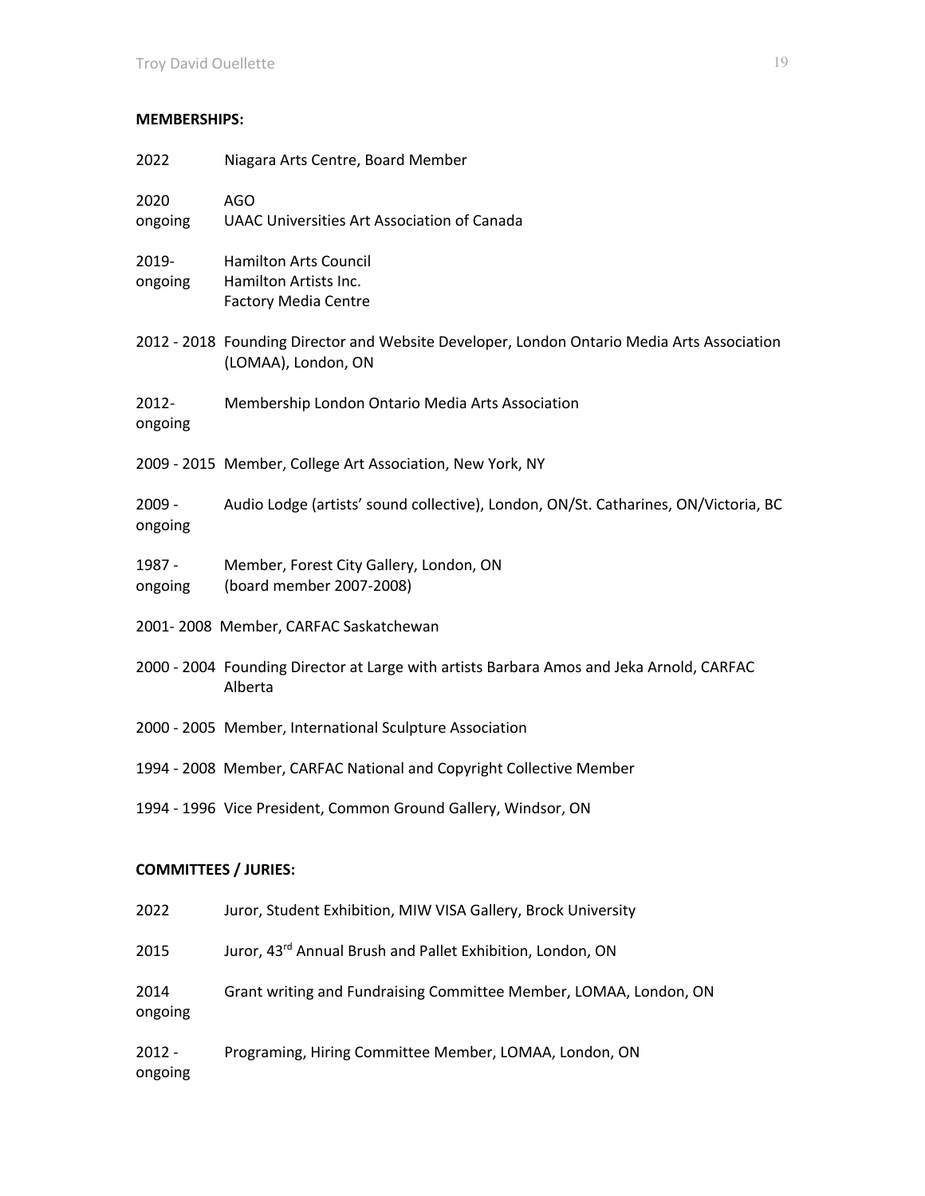**MEMBERSHIPS:**

2022 Niagara Arts Centre, Board Member

2020 AGO
ongoing UAAC Universities Art Association of Canada

2019- Hamilton Arts Council
ongoing Hamilton Artists Inc.
Factory Media Centre

2012 - 2018 Founding Director and Website Developer, London Ontario Media Arts Association (LOMAA), London, ON

2012- Membership London Ontario Media Arts Association
ongoing

2009 - 2015 Member, College Art Association, New York, NY

2009 - Audio Lodge (artists' sound collective), London, ON/St. Catharines, ON/Victoria, BC
ongoing

1987 - Member, Forest City Gallery, London, ON
ongoing (board member 2007-2008)

2001- 2008 Member, CARFAC Saskatchewan

2000 - 2004 Founding Director at Large with artists Barbara Amos and Jeka Arnold, CARFAC Alberta

2000 - 2005 Member, International Sculpture Association

1994 - 2008 Member, CARFAC National and Copyright Collective Member

1994 - 1996 Vice President, Common Ground Gallery, Windsor, ON

**COMMITTEES / JURIES:**

2022 Juror, Student Exhibition, MIW VISA Gallery, Brock University

2015 Juror, 43rd Annual Brush and Pallet Exhibition, London, ON

2014 Grant writing and Fundraising Committee Member, LOMAA, London, ON
ongoing

2012 - Programing, Hiring Committee Member, LOMAA, London, ON
ongoing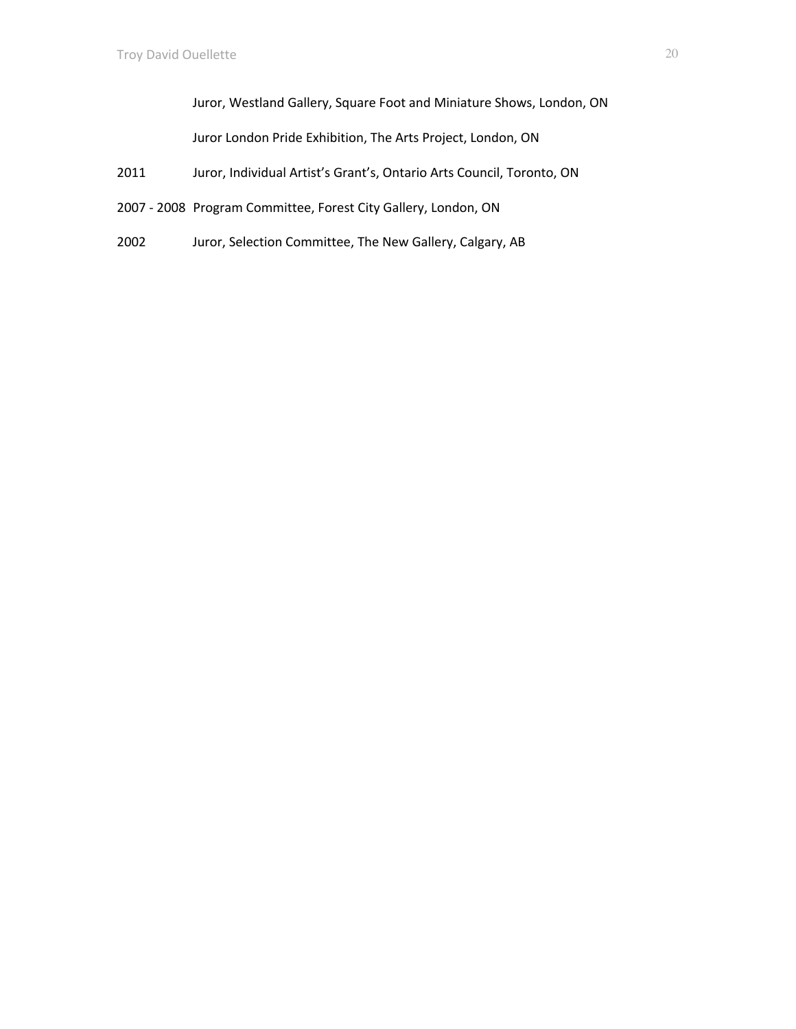Juror, Westland Gallery, Square Foot and Miniature Shows, London, ON

Juror London Pride Exhibition, The Arts Project, London, ON

2011 Juror, Individual Artist's Grant's, Ontario Arts Council, Toronto, ON

2007 - 2008 Program Committee, Forest City Gallery, London, ON

2002 Juror, Selection Committee, The New Gallery, Calgary, AB